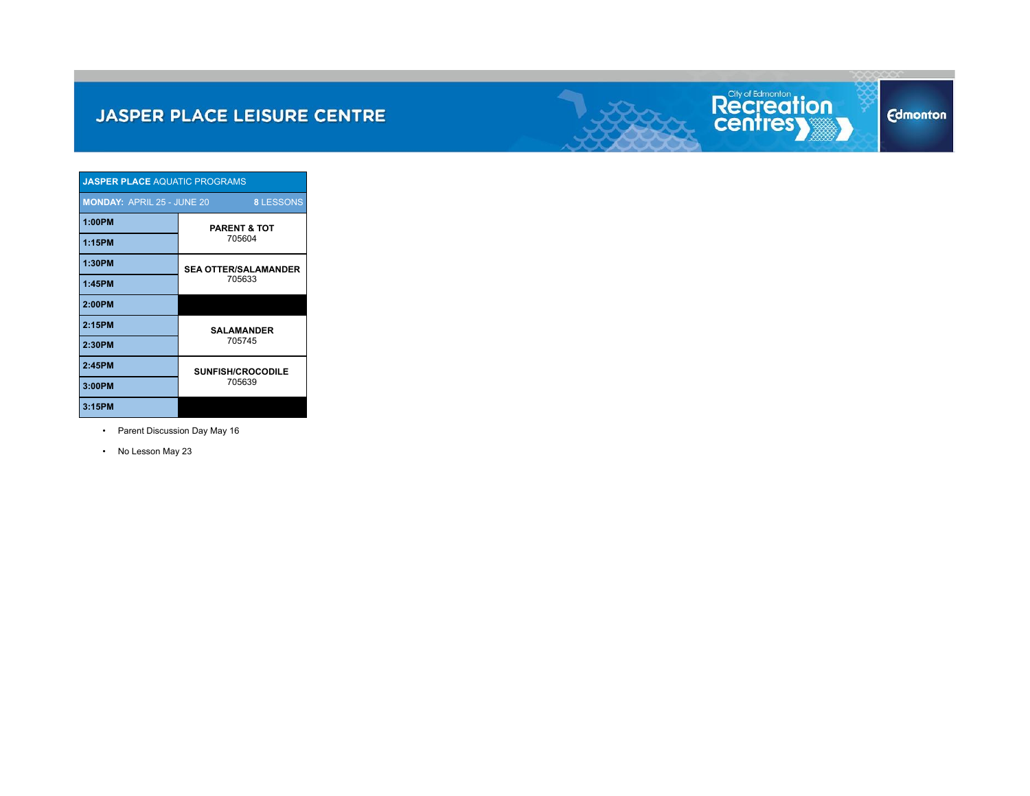# JASPER PLACE LEISURE CENTRE

| JASPER PLACE AQUATIC PROGRAMS | |
|---|---|
| **MONDAY:** APRIL 25 - JUNE 20 | **8** LESSONS |
| **1:00PM** | **PARENT & TOT** 705604 |
| **1:15PM** | |
| **1:30PM** | **SEA OTTER/SALAMANDER** 705633 |
| **1:45PM** | |
| **2:00PM** | |
| **2:15PM** | **SALAMANDER** 705745 |
| **2:30PM** | |
| **2:45PM** | **SUNFISH/CROCODILE** 705639 |
| **3:00PM** | |
| **3:15PM** | |

- Parent Discussion Day May 16
- No Lesson May 23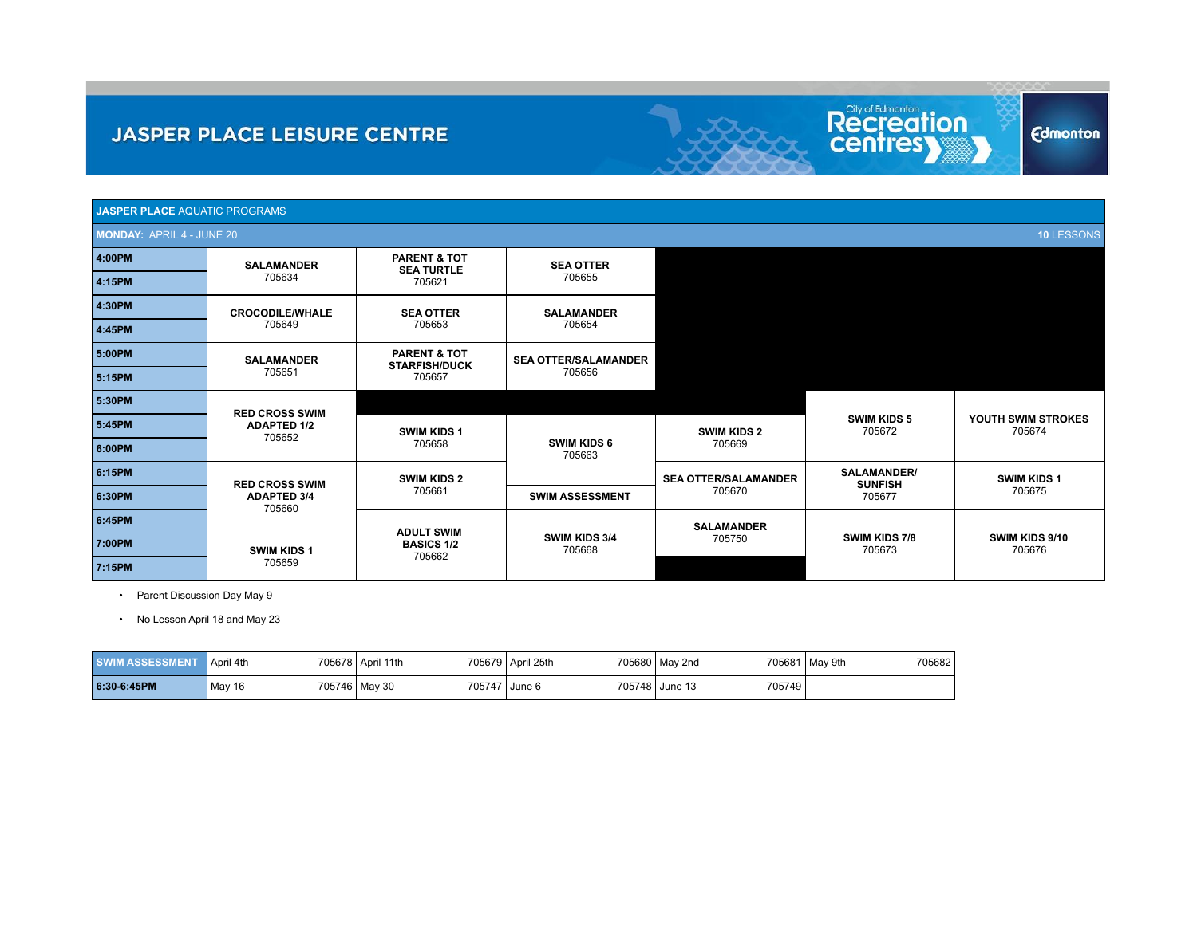# JASPER PLACE LEISURE CENTRE

## JASPER PLACE AQUATIC PROGRAMS

**MONDAY:** APRIL 4 - JUNE 20 — **10** LESSONS

| Time | | | | | | |
|---|---|---|---|---|---|---|
| **4:00PM** | **SALAMANDER** 705634 | **PARENT & TOT SEA TURTLE** 705621 | **SEA OTTER** 705655 | | | |
| **4:15PM** | | | | | | |
| **4:30PM** | **CROCODILE/WHALE** 705649 | **SEA OTTER** 705653 | **SALAMANDER** 705654 | | | |
| **4:45PM** | | | | | | |
| **5:00PM** | **SALAMANDER** 705651 | **PARENT & TOT STARFISH/DUCK** 705657 | **SEA OTTER/SALAMANDER** 705656 | | | |
| **5:15PM** | | | | | | |
| **5:30PM** | **RED CROSS SWIM ADAPTED 1/2** 705652 | | | | **SWIM KIDS 5** 705672 | **YOUTH SWIM STROKES** 705674 |
| **5:45PM** | | **SWIM KIDS 1** 705658 | **SWIM KIDS 6** 705663 | **SWIM KIDS 2** 705669 | | |
| **6:00PM** | | | | | | |
| **6:15PM** | **RED CROSS SWIM ADAPTED 3/4** 705660 | **SWIM KIDS 2** 705661 | | **SEA OTTER/SALAMANDER** 705670 | **SALAMANDER/ SUNFISH** 705677 | **SWIM KIDS 1** 705675 |
| **6:30PM** | | | **SWIM ASSESSMENT** | | | |
| **6:45PM** | | **ADULT SWIM BASICS 1/2** 705662 | **SWIM KIDS 3/4** 705668 | **SALAMANDER** 705750 | **SWIM KIDS 7/8** 705673 | **SWIM KIDS 9/10** 705676 |
| **7:00PM** | **SWIM KIDS 1** 705659 | | | | | |
| **7:15PM** | | | | | | |

- Parent Discussion Day May 9
- No Lesson April 18 and May 23

| **SWIM ASSESSMENT** | April 4th 705678 | April 11th 705679 | April 25th 705680 | May 2nd 705681 | May 9th 705682 |
|---|---|---|---|---|---|
| **6:30-6:45PM** | May 16 705746 | May 30 705747 | June 6 705748 | June 13 705749 | |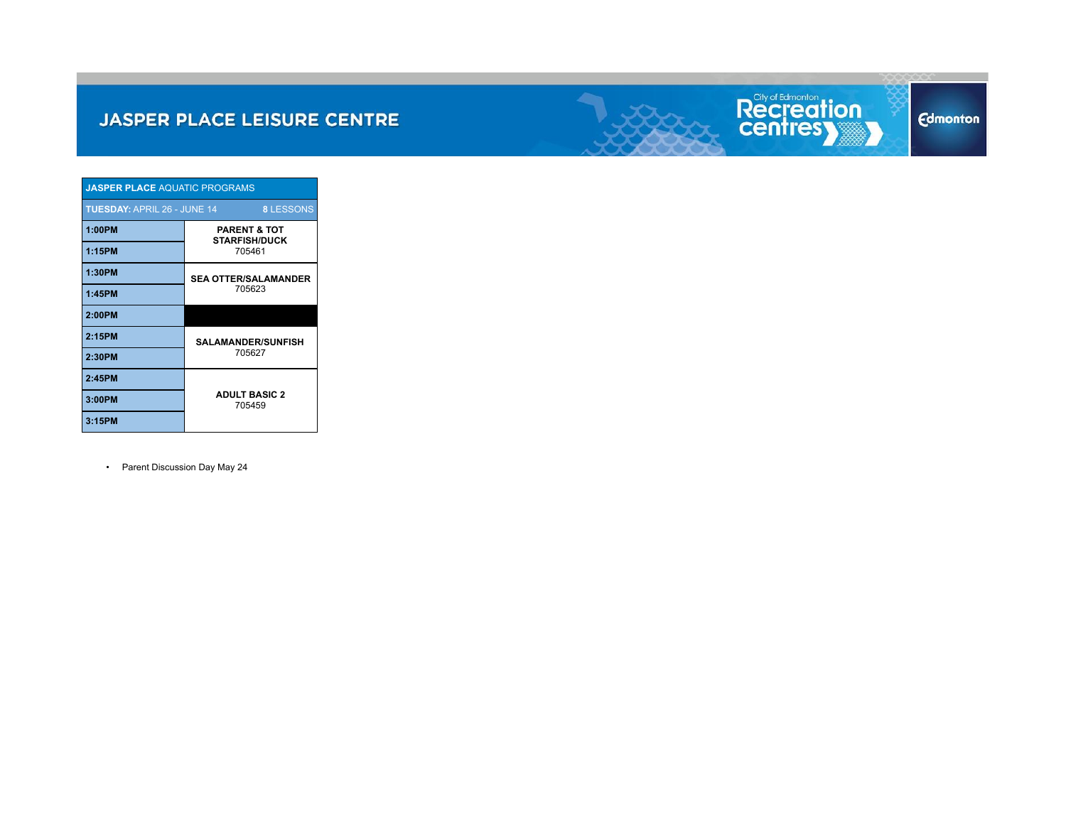# JASPER PLACE LEISURE CENTRE

| JASPER PLACE AQUATIC PROGRAMS | |
|---|---|
| **TUESDAY:** APRIL 26 - JUNE 14 | **8** LESSONS |
| **1:00PM** | **PARENT & TOT STARFISH/DUCK** 705461 |
| **1:15PM** | |
| **1:30PM** | **SEA OTTER/SALAMANDER** 705623 |
| **1:45PM** | |
| **2:00PM** | |
| **2:15PM** | **SALAMANDER/SUNFISH** 705627 |
| **2:30PM** | |
| **2:45PM** | **ADULT BASIC 2** 705459 |
| **3:00PM** | |
| **3:15PM** | |

- Parent Discussion Day May 24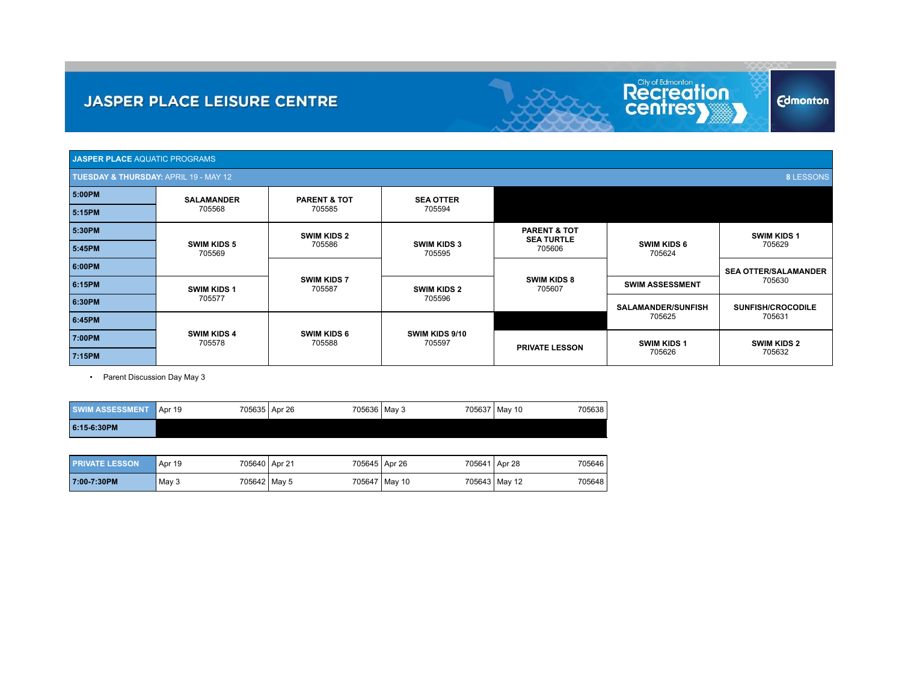# JASPER PLACE LEISURE CENTRE

## JASPER PLACE AQUATIC PROGRAMS

**TUESDAY & THURSDAY:** APRIL 19 - MAY 12 — **8** LESSONS

| Time | | | | | | |
|---|---|---|---|---|---|---|
| **5:00PM** | **SALAMANDER** 705568 | **PARENT & TOT** 705585 | **SEA OTTER** 705594 | | | |
| **5:15PM** | | | | | | |
| **5:30PM** | **SWIM KIDS 5** 705569 | **SWIM KIDS 2** 705586 | **SWIM KIDS 3** 705595 | **PARENT & TOT SEA TURTLE** 705606 | **SWIM KIDS 6** 705624 | **SWIM KIDS 1** 705629 |
| **5:45PM** | | | | | | |
| **6:00PM** | | **SWIM KIDS 7** 705587 | | **SWIM KIDS 8** 705607 | | **SEA OTTER/SALAMANDER** 705630 |
| **6:15PM** | **SWIM KIDS 1** 705577 | | **SWIM KIDS 2** 705596 | | **SWIM ASSESSMENT** | |
| **6:30PM** | | | | | **SALAMANDER/SUNFISH** 705625 | **SUNFISH/CROCODILE** 705631 |
| **6:45PM** | **SWIM KIDS 4** 705578 | **SWIM KIDS 6** 705588 | **SWIM KIDS 9/10** 705597 | | | |
| **7:00PM** | | | | **PRIVATE LESSON** | **SWIM KIDS 1** 705626 | **SWIM KIDS 2** 705632 |
| **7:15PM** | | | | | | |

- Parent Discussion Day May 3

| SWIM ASSESSMENT | | | | |
|---|---|---|---|---|
| **6:15-6:30PM** | Apr 19 705635 | Apr 26 705636 | May 3 705637 | May 10 705638 |

| PRIVATE LESSON | | | | |
|---|---|---|---|---|
| **7:00-7:30PM** | Apr 19 705640 | Apr 21 705645 | Apr 26 705641 | Apr 28 705646 |
| | May 3 705642 | May 5 705647 | May 10 705643 | May 12 705648 |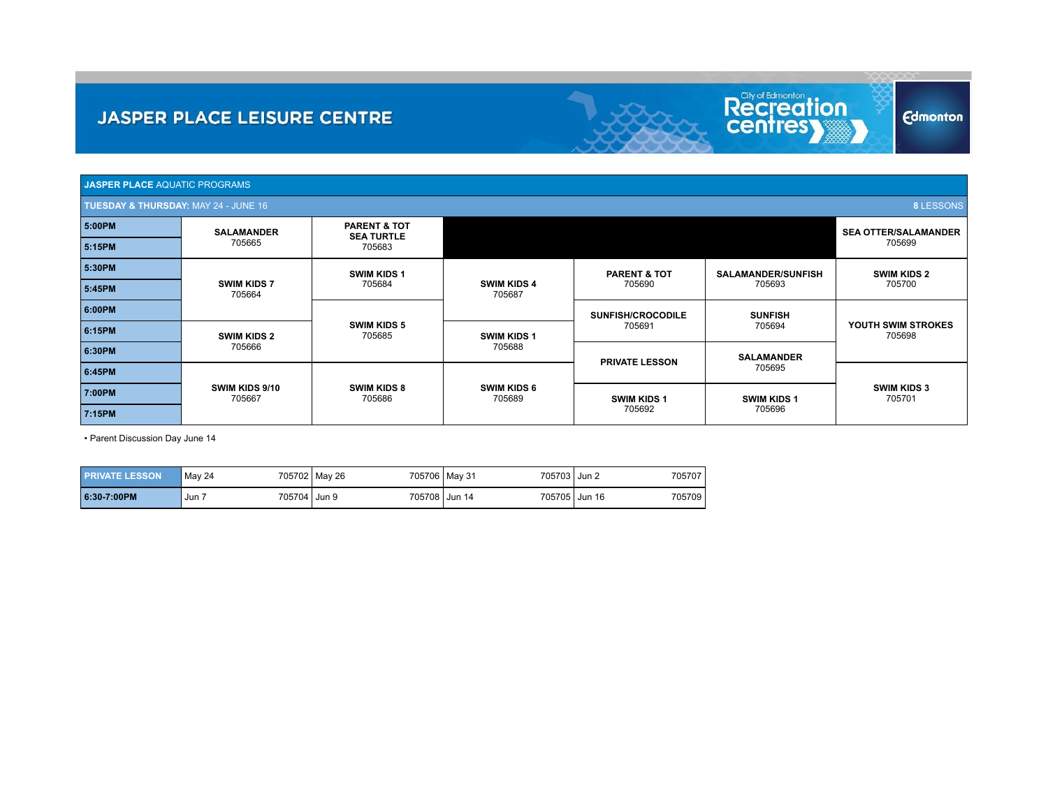# JASPER PLACE LEISURE CENTRE

## JASPER PLACE AQUATIC PROGRAMS

**TUESDAY & THURSDAY:** MAY 24 - JUNE 16 — **8** LESSONS

| Time | | | | | | |
|---|---|---|---|---|---|---|
| **5:00PM** | **SALAMANDER** 705665 | **PARENT & TOT SEA TURTLE** 705683 | | | | **SEA OTTER/SALAMANDER** 705699 |
| **5:15PM** | | | | | | |
| **5:30PM** | **SWIM KIDS 7** 705664 | **SWIM KIDS 1** 705684 | **SWIM KIDS 4** 705687 | **PARENT & TOT** 705690 | **SALAMANDER/SUNFISH** 705693 | **SWIM KIDS 2** 705700 |
| **5:45PM** | | | | | | |
| **6:00PM** | | **SWIM KIDS 5** 705685 | | **SUNFISH/CROCODILE** 705691 | **SUNFISH** 705694 | **YOUTH SWIM STROKES** 705698 |
| **6:15PM** | **SWIM KIDS 2** 705666 | | **SWIM KIDS 1** 705688 | | | |
| **6:30PM** | | | | **PRIVATE LESSON** | **SALAMANDER** 705695 | |
| **6:45PM** | **SWIM KIDS 9/10** 705667 | **SWIM KIDS 8** 705686 | **SWIM KIDS 6** 705689 | | | **SWIM KIDS 3** 705701 |
| **7:00PM** | | | | **SWIM KIDS 1** 705692 | **SWIM KIDS 1** 705696 | |
| **7:15PM** | | | | | | |

• Parent Discussion Day June 14

| PRIVATE LESSON | | | | | | | | |
|---|---|---|---|---|---|---|---|---|
| **6:30-7:00PM** | May 24 | 705702 | May 26 | 705706 | May 31 | 705703 | Jun 2 | 705707 |
| | Jun 7 | 705704 | Jun 9 | 705708 | Jun 14 | 705705 | Jun 16 | 705709 |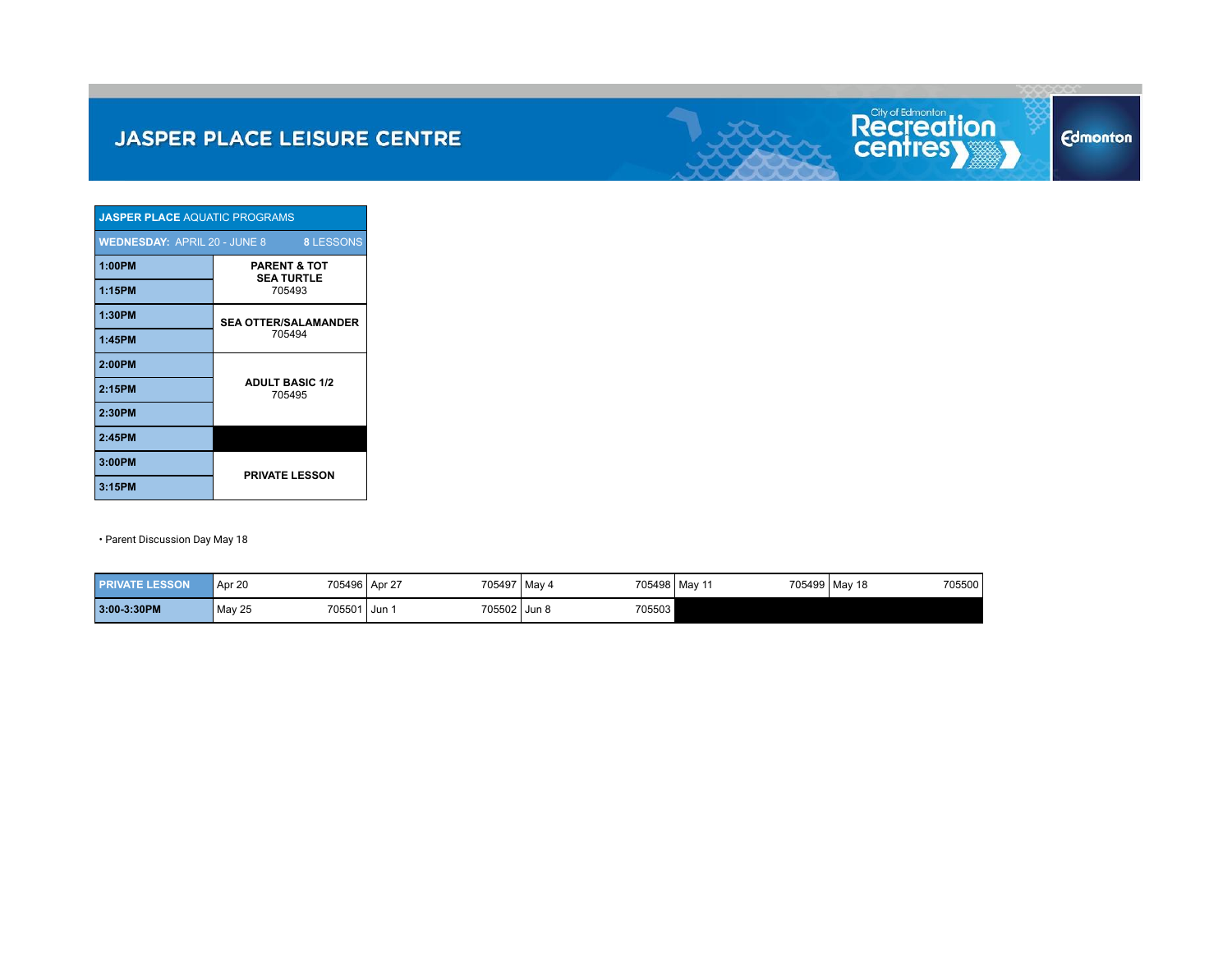# JASPER PLACE LEISURE CENTRE

| **JASPER PLACE** AQUATIC PROGRAMS | |
|---|---|
| **WEDNESDAY:** APRIL 20 - JUNE 8 | **8** LESSONS |
| **1:00PM** | **PARENT & TOT SEA TURTLE** 705493 |
| **1:15PM** | |
| **1:30PM** | **SEA OTTER/SALAMANDER** 705494 |
| **1:45PM** | |
| **2:00PM** | **ADULT BASIC 1/2** 705495 |
| **2:15PM** | |
| **2:30PM** | |
| **2:45PM** | |
| **3:00PM** | **PRIVATE LESSON** |
| **3:15PM** | |

• Parent Discussion Day May 18

| **PRIVATE LESSON** | Apr 20 705496 | Apr 27 705497 | May 4 705498 | May 11 705499 | May 18 705500 |
|---|---|---|---|---|---|
| **3:00-3:30PM** | May 25 705501 | Jun 1 705502 | Jun 8 705503 | | |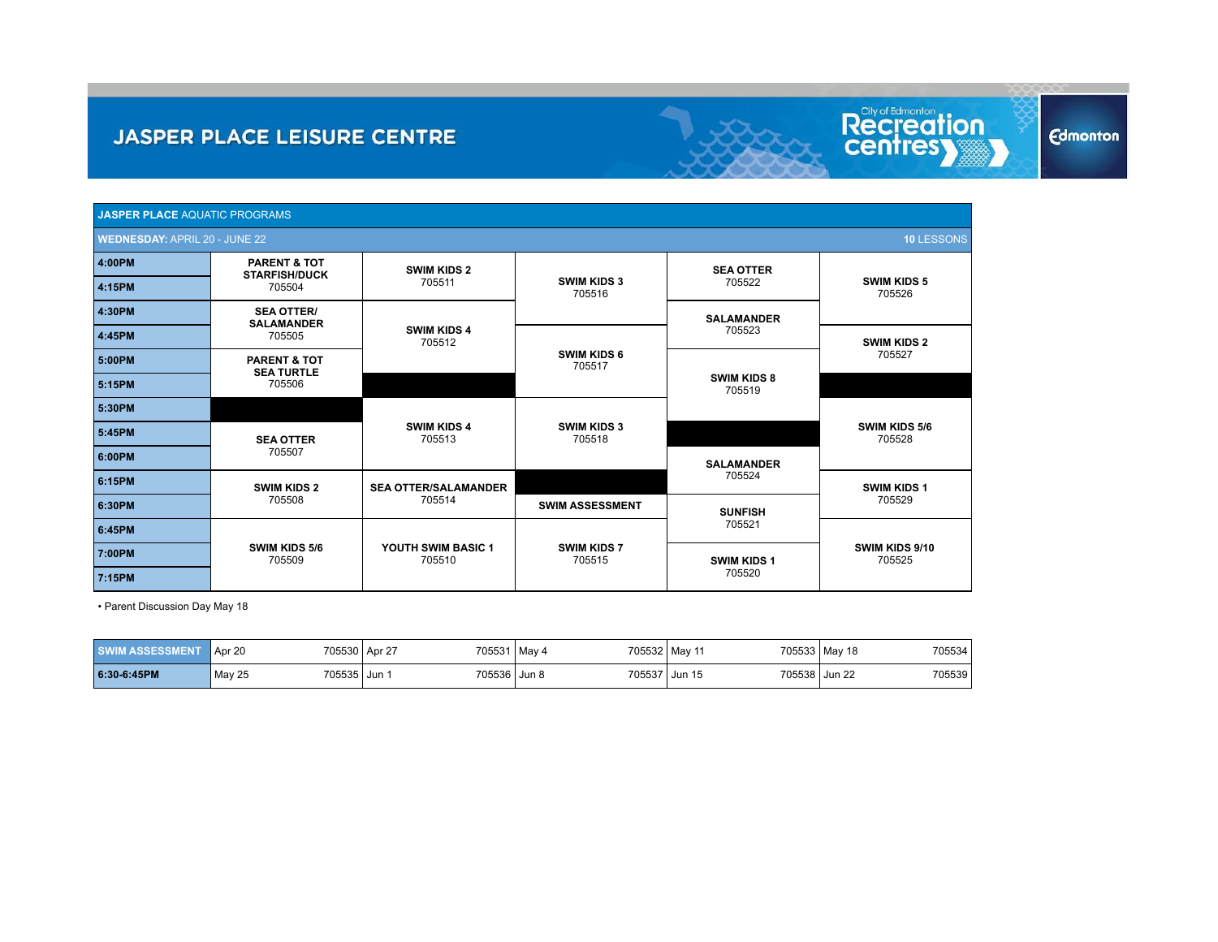# JASPER PLACE LEISURE CENTRE

## JASPER PLACE AQUATIC PROGRAMS

**WEDNESDAY:** APRIL 20 - JUNE 22 — **10** LESSONS

| Time | | | | | |
|---|---|---|---|---|---|
| **4:00PM** | **PARENT & TOT STARFISH/DUCK** 705504 | **SWIM KIDS 2** 705511 | **SWIM KIDS 3** 705516 | **SEA OTTER** 705522 | **SWIM KIDS 5** 705526 |
| **4:15PM** | | | | | |
| **4:30PM** | **SEA OTTER/ SALAMANDER** 705505 | **SWIM KIDS 4** 705512 | | **SALAMANDER** 705523 | |
| **4:45PM** | | | **SWIM KIDS 6** 705517 | | **SWIM KIDS 2** 705527 |
| **5:00PM** | **PARENT & TOT SEA TURTLE** 705506 | | | **SWIM KIDS 8** 705519 | |
| **5:15PM** | | | | | |
| **5:30PM** | | **SWIM KIDS 4** 705513 | **SWIM KIDS 3** 705518 | | **SWIM KIDS 5/6** 705528 |
| **5:45PM** | **SEA OTTER** 705507 | | | | |
| **6:00PM** | | | | **SALAMANDER** 705524 | |
| **6:15PM** | **SWIM KIDS 2** 705508 | **SEA OTTER/SALAMANDER** 705514 | | | **SWIM KIDS 1** 705529 |
| **6:30PM** | | | **SWIM ASSESSMENT** | **SUNFISH** 705521 | |
| **6:45PM** | **SWIM KIDS 5/6** 705509 | **YOUTH SWIM BASIC 1** 705510 | **SWIM KIDS 7** 705515 | | **SWIM KIDS 9/10** 705525 |
| **7:00PM** | | | | **SWIM KIDS 1** 705520 | |
| **7:15PM** | | | | | |

• Parent Discussion Day May 18

| SWIM ASSESSMENT | | | | | | | | | | |
|---|---|---|---|---|---|---|---|---|---|---|
| | Apr 20 | 705530 | Apr 27 | 705531 | May 4 | 705532 | May 11 | 705533 | May 18 | 705534 |
| **6:30-6:45PM** | May 25 | 705535 | Jun 1 | 705536 | Jun 8 | 705537 | Jun 15 | 705538 | Jun 22 | 705539 |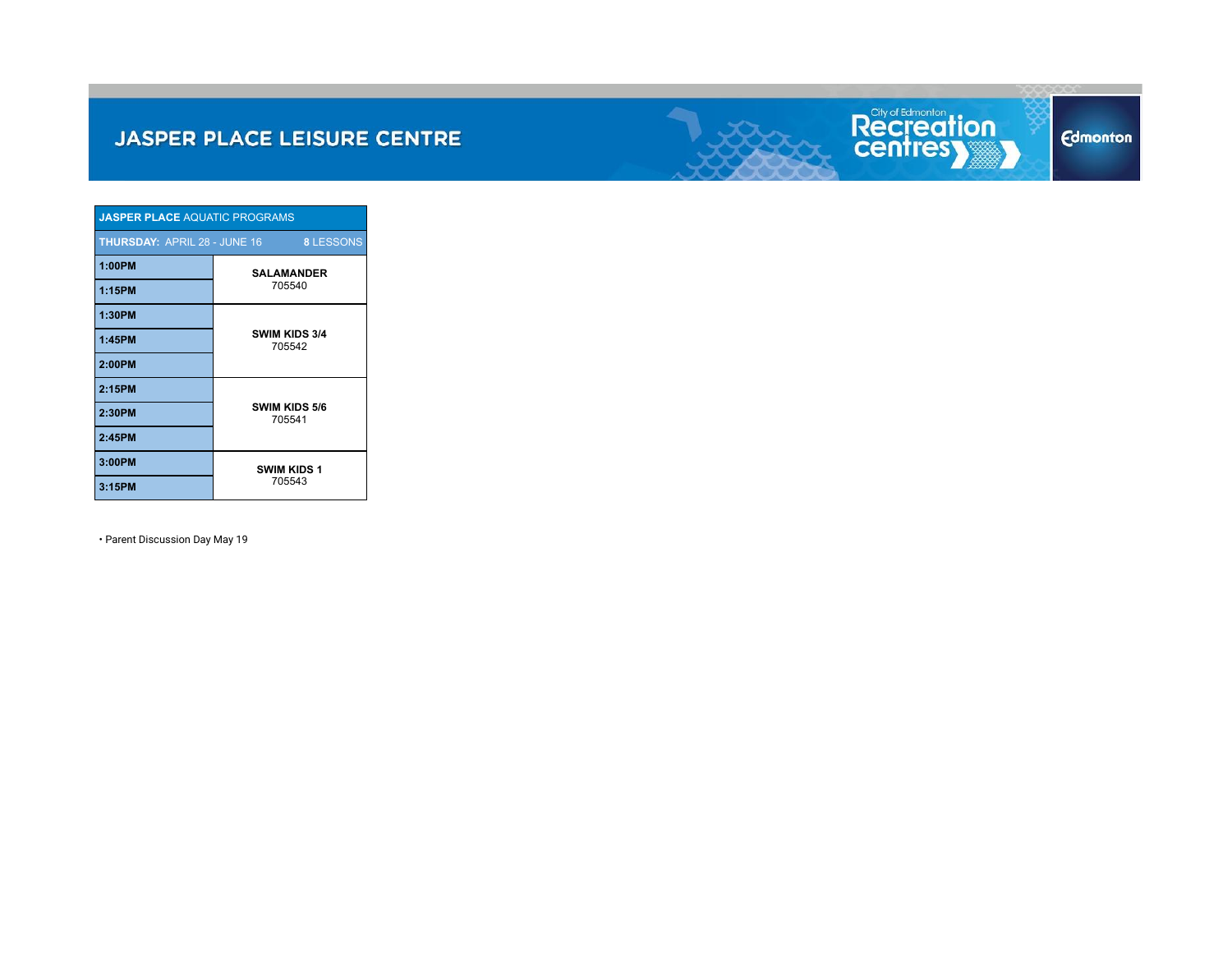# JASPER PLACE LEISURE CENTRE

| **JASPER PLACE** AQUATIC PROGRAMS | |
|---|---|
| **THURSDAY:** APRIL 28 - JUNE 16 | **8** LESSONS |
| **1:00PM** | **SALAMANDER** 705540 |
| **1:15PM** | |
| **1:30PM** | **SWIM KIDS 3/4** 705542 |
| **1:45PM** | |
| **2:00PM** | |
| **2:15PM** | **SWIM KIDS 5/6** 705541 |
| **2:30PM** | |
| **2:45PM** | |
| **3:00PM** | **SWIM KIDS 1** 705543 |
| **3:15PM** | |

- Parent Discussion Day May 19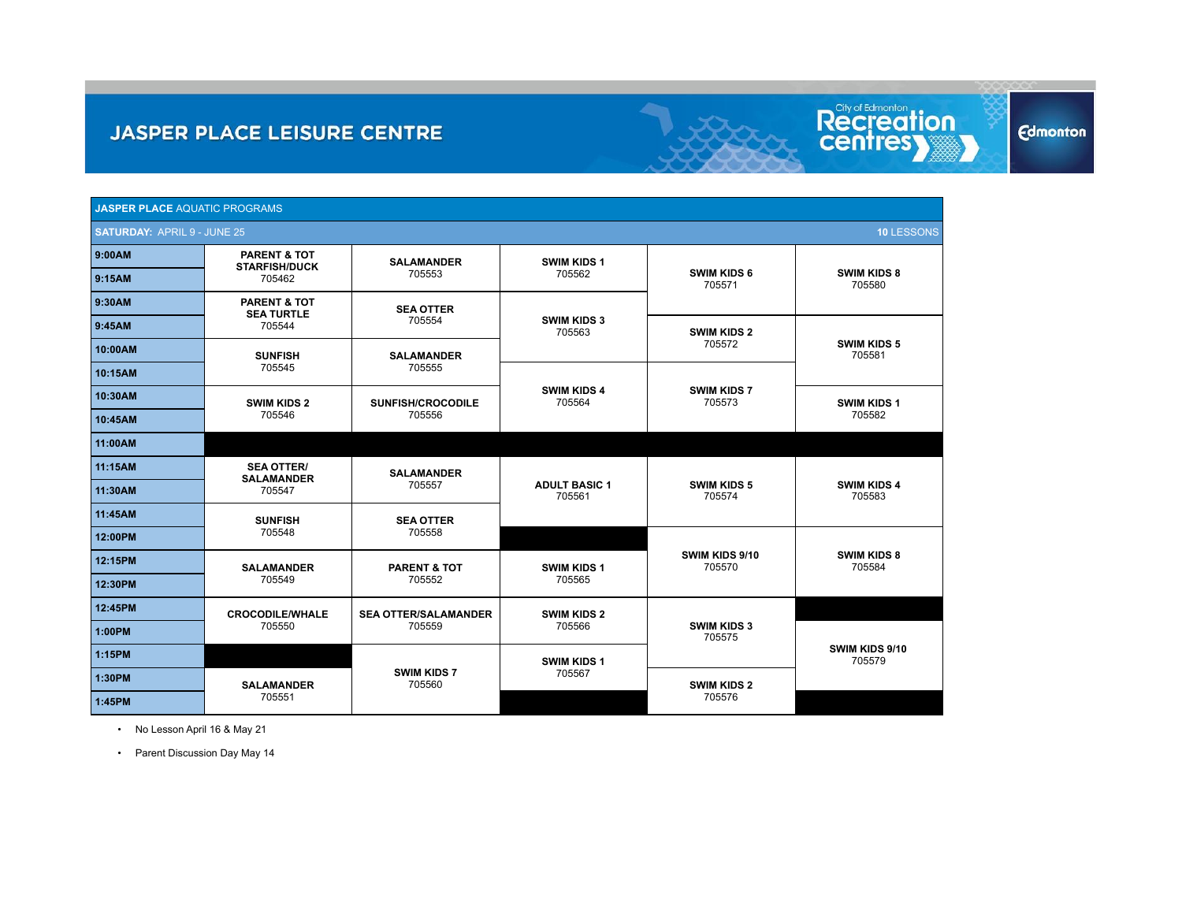# JASPER PLACE LEISURE CENTRE

City of Edmonton Recreation centres

Edmonton

**JASPER PLACE** AQUATIC PROGRAMS

**SATURDAY:** APRIL 9 - JUNE 25 — **10** LESSONS

| Time | | | | | |
|---|---|---|---|---|---|
| 9:00AM | **PARENT & TOT STARFISH/DUCK** 705462 | **SALAMANDER** 705553 | **SWIM KIDS 1** 705562 | **SWIM KIDS 6** 705571 | **SWIM KIDS 8** 705580 |
| 9:15AM | | | | | |
| 9:30AM | **PARENT & TOT SEA TURTLE** 705544 | **SEA OTTER** 705554 | **SWIM KIDS 3** 705563 | | |
| 9:45AM | | | | **SWIM KIDS 2** 705572 | **SWIM KIDS 5** 705581 |
| 10:00AM | **SUNFISH** 705545 | **SALAMANDER** 705555 | | | |
| 10:15AM | | | **SWIM KIDS 4** 705564 | **SWIM KIDS 7** 705573 | |
| 10:30AM | **SWIM KIDS 2** 705546 | **SUNFISH/CROCODILE** 705556 | | | **SWIM KIDS 1** 705582 |
| 10:45AM | | | | | |
| 11:00AM | | | | | |
| 11:15AM | **SEA OTTER/ SALAMANDER** 705547 | **SALAMANDER** 705557 | **ADULT BASIC 1** 705561 | **SWIM KIDS 5** 705574 | **SWIM KIDS 4** 705583 |
| 11:30AM | | | | | |
| 11:45AM | **SUNFISH** 705548 | **SEA OTTER** 705558 | | | |
| 12:00PM | | | | **SWIM KIDS 9/10** 705570 | **SWIM KIDS 8** 705584 |
| 12:15PM | **SALAMANDER** 705549 | **PARENT & TOT** 705552 | **SWIM KIDS 1** 705565 | | |
| 12:30PM | | | | | |
| 12:45PM | **CROCODILE/WHALE** 705550 | **SEA OTTER/SALAMANDER** 705559 | **SWIM KIDS 2** 705566 | **SWIM KIDS 3** 705575 | |
| 1:00PM | | | | | **SWIM KIDS 9/10** 705579 |
| 1:15PM | | **SWIM KIDS 7** 705560 | **SWIM KIDS 1** 705567 | | |
| 1:30PM | **SALAMANDER** 705551 | | | **SWIM KIDS 2** 705576 | |
| 1:45PM | | | | | |

- No Lesson April 16 & May 21
- Parent Discussion Day May 14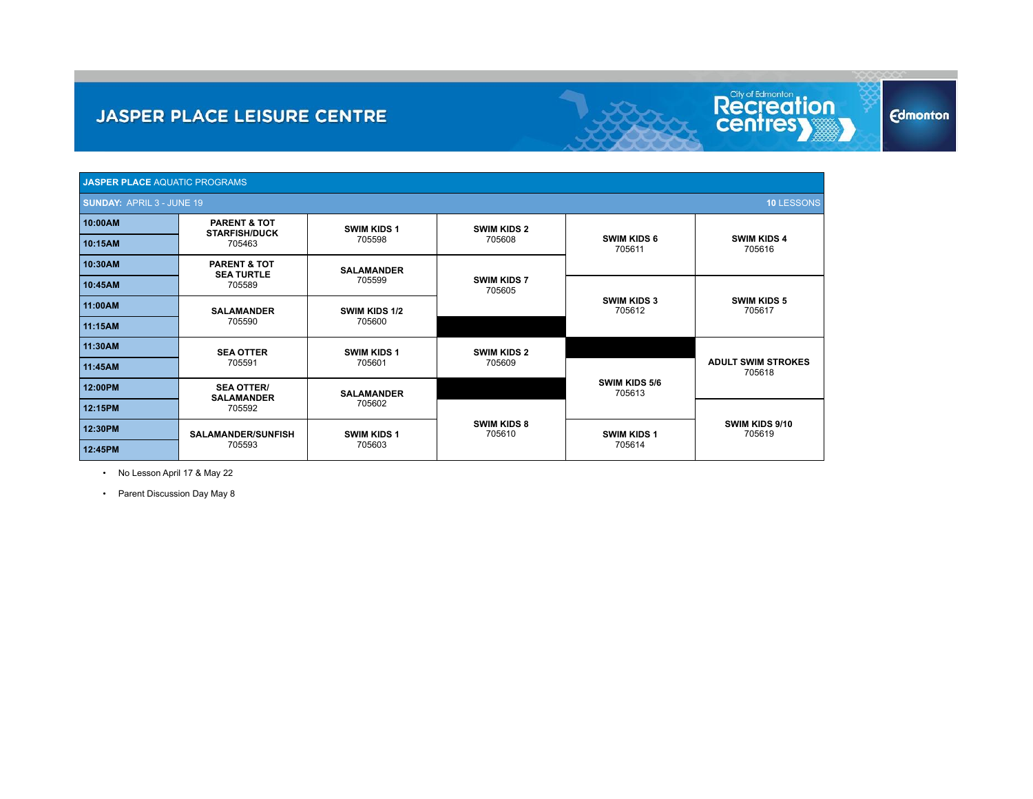# JASPER PLACE LEISURE CENTRE

**JASPER PLACE** AQUATIC PROGRAMS

**SUNDAY:** APRIL 3 - JUNE 19 — **10** LESSONS

| | | | | | |
|---|---|---|---|---|---|
| **10:00AM** | **PARENT & TOT STARFISH/DUCK** 705463 | **SWIM KIDS 1** 705598 | **SWIM KIDS 2** 705608 | **SWIM KIDS 6** 705611 | **SWIM KIDS 4** 705616 |
| **10:15AM** | | | | | |
| **10:30AM** | **PARENT & TOT SEA TURTLE** 705589 | **SALAMANDER** 705599 | **SWIM KIDS 7** 705605 | | |
| **10:45AM** | | | | **SWIM KIDS 3** 705612 | **SWIM KIDS 5** 705617 |
| **11:00AM** | **SALAMANDER** 705590 | **SWIM KIDS 1/2** 705600 | | | |
| **11:15AM** | | | | | |
| **11:30AM** | **SEA OTTER** 705591 | **SWIM KIDS 1** 705601 | **SWIM KIDS 2** 705609 | | **ADULT SWIM STROKES** 705618 |
| **11:45AM** | | | | **SWIM KIDS 5/6** 705613 | |
| **12:00PM** | **SEA OTTER/ SALAMANDER** 705592 | **SALAMANDER** 705602 | | | |
| **12:15PM** | | | **SWIM KIDS 8** 705610 | | **SWIM KIDS 9/10** 705619 |
| **12:30PM** | **SALAMANDER/SUNFISH** 705593 | **SWIM KIDS 1** 705603 | | **SWIM KIDS 1** 705614 | |
| **12:45PM** | | | | | |

- No Lesson April 17 & May 22
- Parent Discussion Day May 8